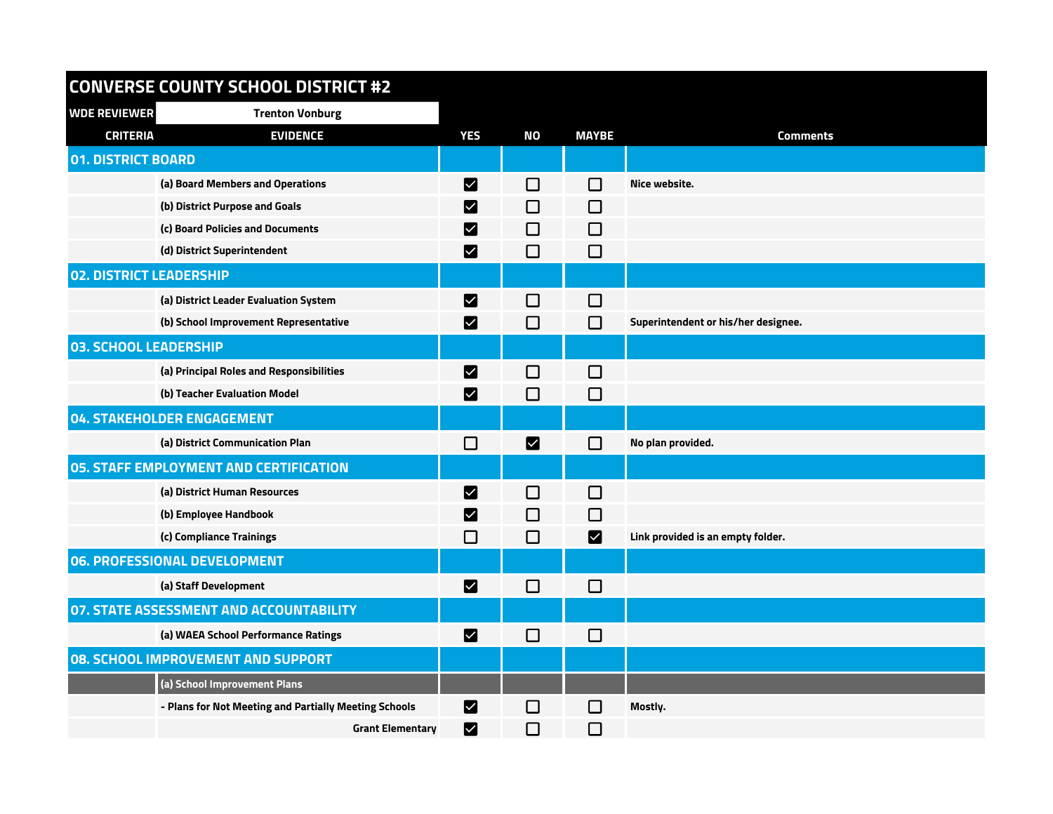# CONVERSE COUNTY SCHOOL DISTRICT #2

**WDE REVIEWER:** Trenton Vonburg

| CRITERIA | EVIDENCE | YES | NO | MAYBE | Comments |
|---|---|---|---|---|---|
| **01. DISTRICT BOARD** | | | | | |
| | (a) Board Members and Operations | ☑ | ☐ | ☐ | Nice website. |
| | (b) District Purpose and Goals | ☑ | ☐ | ☐ | |
| | (c) Board Policies and Documents | ☑ | ☐ | ☐ | |
| | (d) District Superintendent | ☑ | ☐ | ☐ | |
| **02. DISTRICT LEADERSHIP** | | | | | |
| | (a) District Leader Evaluation System | ☑ | ☐ | ☐ | |
| | (b) School Improvement Representative | ☑ | ☐ | ☐ | Superintendent or his/her designee. |
| **03. SCHOOL LEADERSHIP** | | | | | |
| | (a) Principal Roles and Responsibilities | ☑ | ☐ | ☐ | |
| | (b) Teacher Evaluation Model | ☑ | ☐ | ☐ | |
| **04. STAKEHOLDER ENGAGEMENT** | | | | | |
| | (a) District Communication Plan | ☐ | ☑ | ☐ | No plan provided. |
| **05. STAFF EMPLOYMENT AND CERTIFICATION** | | | | | |
| | (a) District Human Resources | ☑ | ☐ | ☐ | |
| | (b) Employee Handbook | ☑ | ☐ | ☐ | |
| | (c) Compliance Trainings | ☐ | ☐ | ☑ | Link provided is an empty folder. |
| **06. PROFESSIONAL DEVELOPMENT** | | | | | |
| | (a) Staff Development | ☑ | ☐ | ☐ | |
| **07. STATE ASSESSMENT AND ACCOUNTABILITY** | | | | | |
| | (a) WAEA School Performance Ratings | ☑ | ☐ | ☐ | |
| **08. SCHOOL IMPROVEMENT AND SUPPORT** | | | | | |
| | (a) School Improvement Plans | | | | |
| | - Plans for Not Meeting and Partially Meeting Schools | ☑ | ☐ | ☐ | Mostly. |
| | Grant Elementary | ☑ | ☐ | ☐ | |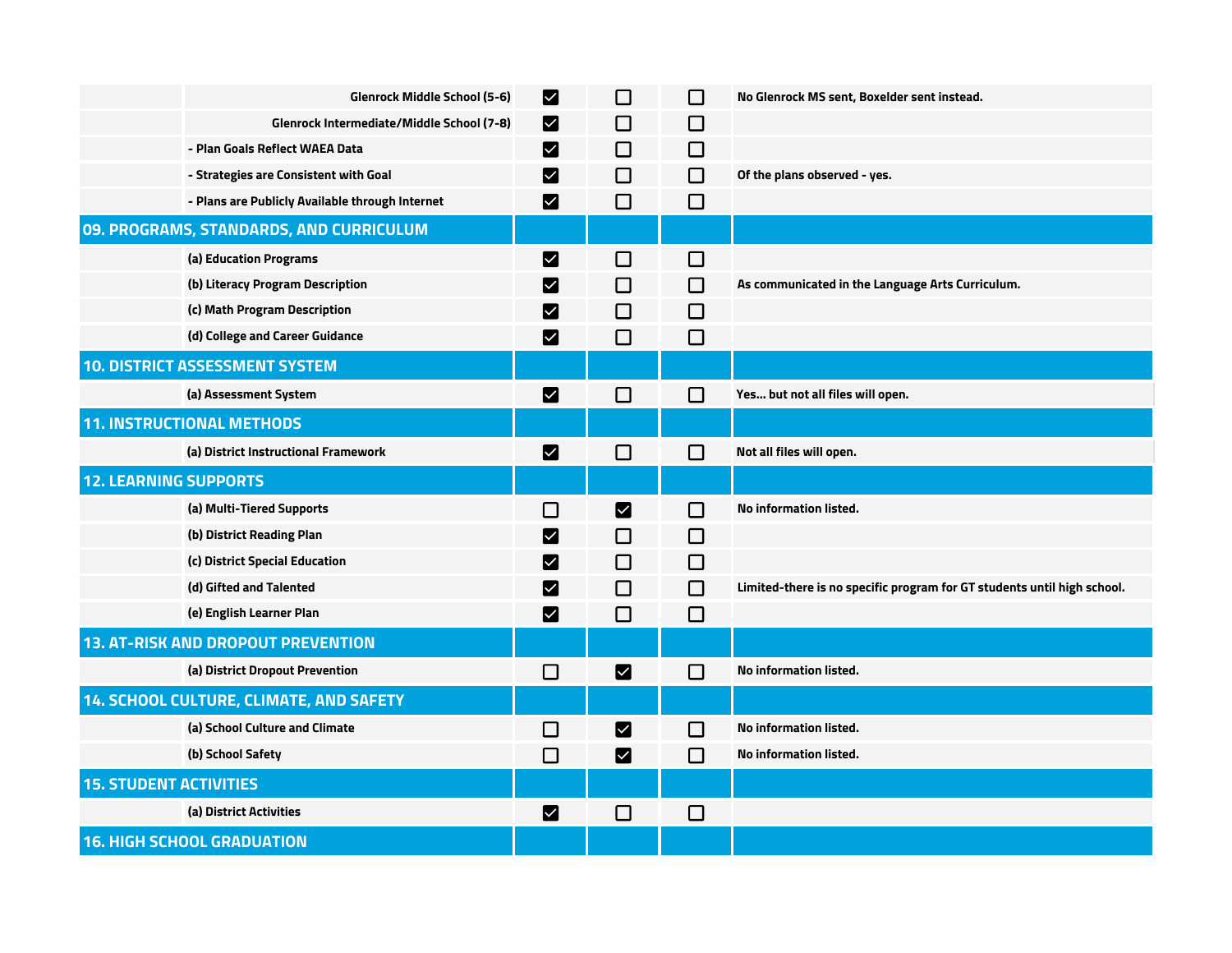| | | | | | |
|---|---|---|---|---|---|
| | Glenrock Middle School (5-6) | ☑ | ☐ | ☐ | No Glenrock MS sent, Boxelder sent instead. |
| | Glenrock Intermediate/Middle School (7-8) | ☑ | ☐ | ☐ | |
| | - Plan Goals Reflect WAEA Data | ☑ | ☐ | ☐ | |
| | - Strategies are Consistent with Goal | ☑ | ☐ | ☐ | Of the plans observed - yes. |
| | - Plans are Publicly Available through Internet | ☑ | ☐ | ☐ | |
| **09. PROGRAMS, STANDARDS, AND CURRICULUM** | | | | | |
| | (a) Education Programs | ☑ | ☐ | ☐ | |
| | (b) Literacy Program Description | ☑ | ☐ | ☐ | As communicated in the Language Arts Curriculum. |
| | (c) Math Program Description | ☑ | ☐ | ☐ | |
| | (d) College and Career Guidance | ☑ | ☐ | ☐ | |
| **10. DISTRICT ASSESSMENT SYSTEM** | | | | | |
| | (a) Assessment System | ☑ | ☐ | ☐ | Yes... but not all files will open. |
| **11. INSTRUCTIONAL METHODS** | | | | | |
| | (a) District Instructional Framework | ☑ | ☐ | ☐ | Not all files will open. |
| **12. LEARNING SUPPORTS** | | | | | |
| | (a) Multi-Tiered Supports | ☐ | ☑ | ☐ | No information listed. |
| | (b) District Reading Plan | ☑ | ☐ | ☐ | |
| | (c) District Special Education | ☑ | ☐ | ☐ | |
| | (d) Gifted and Talented | ☑ | ☐ | ☐ | Limited-there is no specific program for GT students until high school. |
| | (e) English Learner Plan | ☑ | ☐ | ☐ | |
| **13. AT-RISK AND DROPOUT PREVENTION** | | | | | |
| | (a) District Dropout Prevention | ☐ | ☑ | ☐ | No information listed. |
| **14. SCHOOL CULTURE, CLIMATE, AND SAFETY** | | | | | |
| | (a) School Culture and Climate | ☐ | ☑ | ☐ | No information listed. |
| | (b) School Safety | ☐ | ☑ | ☐ | No information listed. |
| **15. STUDENT ACTIVITIES** | | | | | |
| | (a) District Activities | ☑ | ☐ | ☐ | |
| **16. HIGH SCHOOL GRADUATION** | | | | | |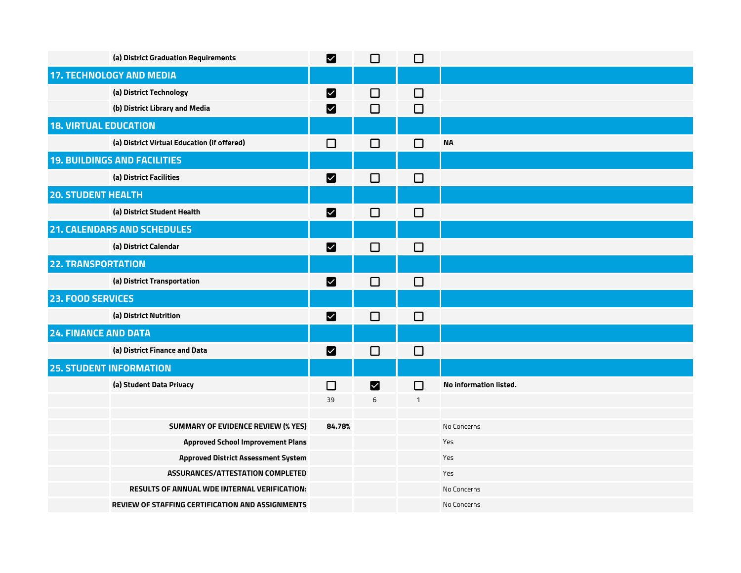| | | | | | |
|---|---|---|---|---|---|
| | (a) District Graduation Requirements | ☑ | ☐ | ☐ | |
| **17. TECHNOLOGY AND MEDIA** | | | | | |
| | (a) District Technology | ☑ | ☐ | ☐ | |
| | (b) District Library and Media | ☑ | ☐ | ☐ | |
| **18. VIRTUAL EDUCATION** | | | | | |
| | (a) District Virtual Education (if offered) | ☐ | ☐ | ☐ | NA |
| **19. BUILDINGS AND FACILITIES** | | | | | |
| | (a) District Facilities | ☑ | ☐ | ☐ | |
| **20. STUDENT HEALTH** | | | | | |
| | (a) District Student Health | ☑ | ☐ | ☐ | |
| **21. CALENDARS AND SCHEDULES** | | | | | |
| | (a) District Calendar | ☑ | ☐ | ☐ | |
| **22. TRANSPORTATION** | | | | | |
| | (a) District Transportation | ☑ | ☐ | ☐ | |
| **23. FOOD SERVICES** | | | | | |
| | (a) District Nutrition | ☑ | ☐ | ☐ | |
| **24. FINANCE AND DATA** | | | | | |
| | (a) District Finance and Data | ☑ | ☐ | ☐ | |
| **25. STUDENT INFORMATION** | | | | | |
| | (a) Student Data Privacy | ☐ | ☑ | ☐ | No information listed. |
| | | 39 | 6 | 1 | |
| | | | | | |
| | **SUMMARY OF EVIDENCE REVIEW (% YES)** | **84.78%** | | | No Concerns |
| | **Approved School Improvement Plans** | | | | Yes |
| | **Approved District Assessment System** | | | | Yes |
| | **ASSURANCES/ATTESTATION COMPLETED** | | | | Yes |
| | **RESULTS OF ANNUAL WDE INTERNAL VERIFICATION:** | | | | No Concerns |
| | **REVIEW OF STAFFING CERTIFICATION AND ASSIGNMENTS** | | | | No Concerns |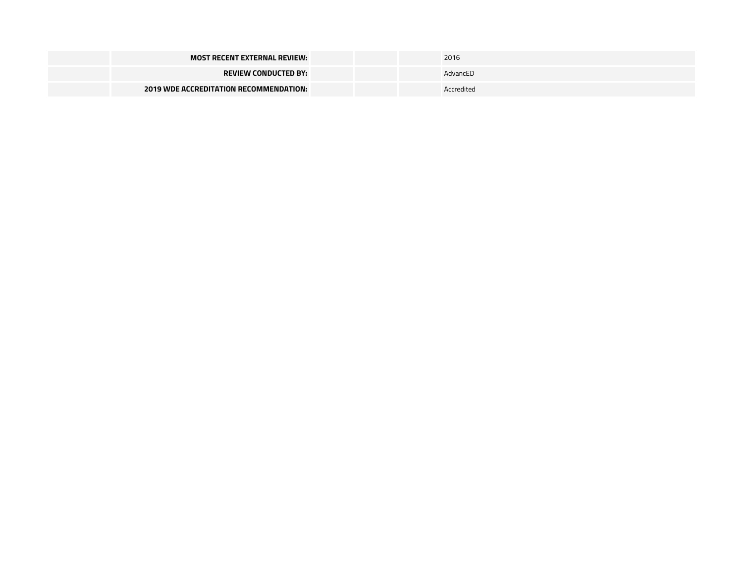| | | | | | |
|---|---|---|---|---|---|
| | **MOST RECENT EXTERNAL REVIEW:** | | | | 2016 |
| | **REVIEW CONDUCTED BY:** | | | | AdvancED |
| | **2019 WDE ACCREDITATION RECOMMENDATION:** | | | | Accredited |